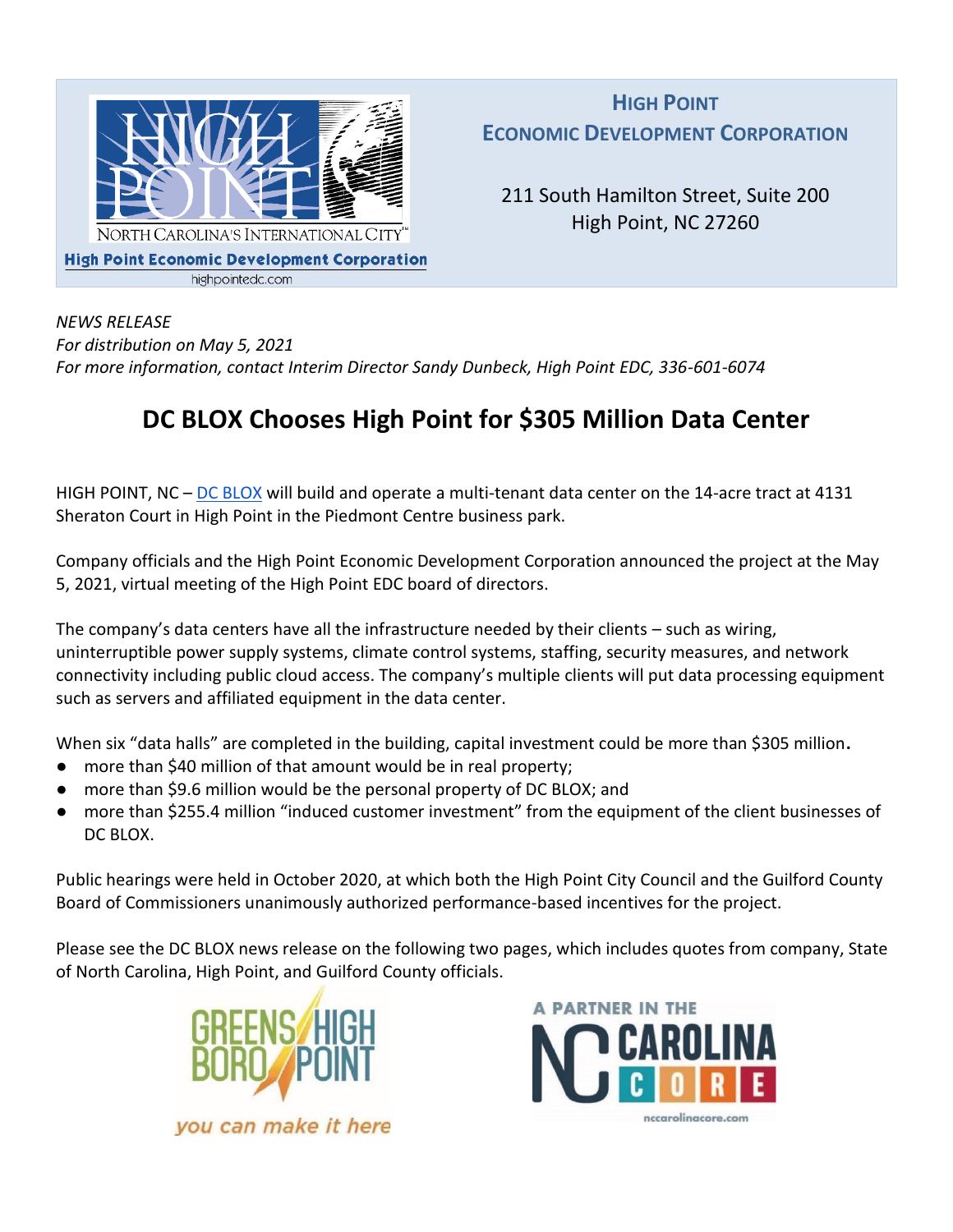**HIGH POINT**
**ECONOMIC DEVELOPMENT CORPORATION**

211 South Hamilton Street, Suite 200
High Point, NC 27260

*NEWS RELEASE*
*For distribution on May 5, 2021*
*For more information, contact Interim Director Sandy Dunbeck, High Point EDC, 336-601-6074*

# DC BLOX Chooses High Point for $305 Million Data Center

HIGH POINT, NC – DC BLOX will build and operate a multi-tenant data center on the 14-acre tract at 4131 Sheraton Court in High Point in the Piedmont Centre business park.

Company officials and the High Point Economic Development Corporation announced the project at the May 5, 2021, virtual meeting of the High Point EDC board of directors.

The company's data centers have all the infrastructure needed by their clients – such as wiring, uninterruptible power supply systems, climate control systems, staffing, security measures, and network connectivity including public cloud access. The company's multiple clients will put data processing equipment such as servers and affiliated equipment in the data center.

When six "data halls" are completed in the building, capital investment could be more than $305 million.

- more than $40 million of that amount would be in real property;
- more than $9.6 million would be the personal property of DC BLOX; and
- more than $255.4 million "induced customer investment" from the equipment of the client businesses of DC BLOX.

Public hearings were held in October 2020, at which both the High Point City Council and the Guilford County Board of Commissioners unanimously authorized performance-based incentives for the project.

Please see the DC BLOX news release on the following two pages, which includes quotes from company, State of North Carolina, High Point, and Guilford County officials.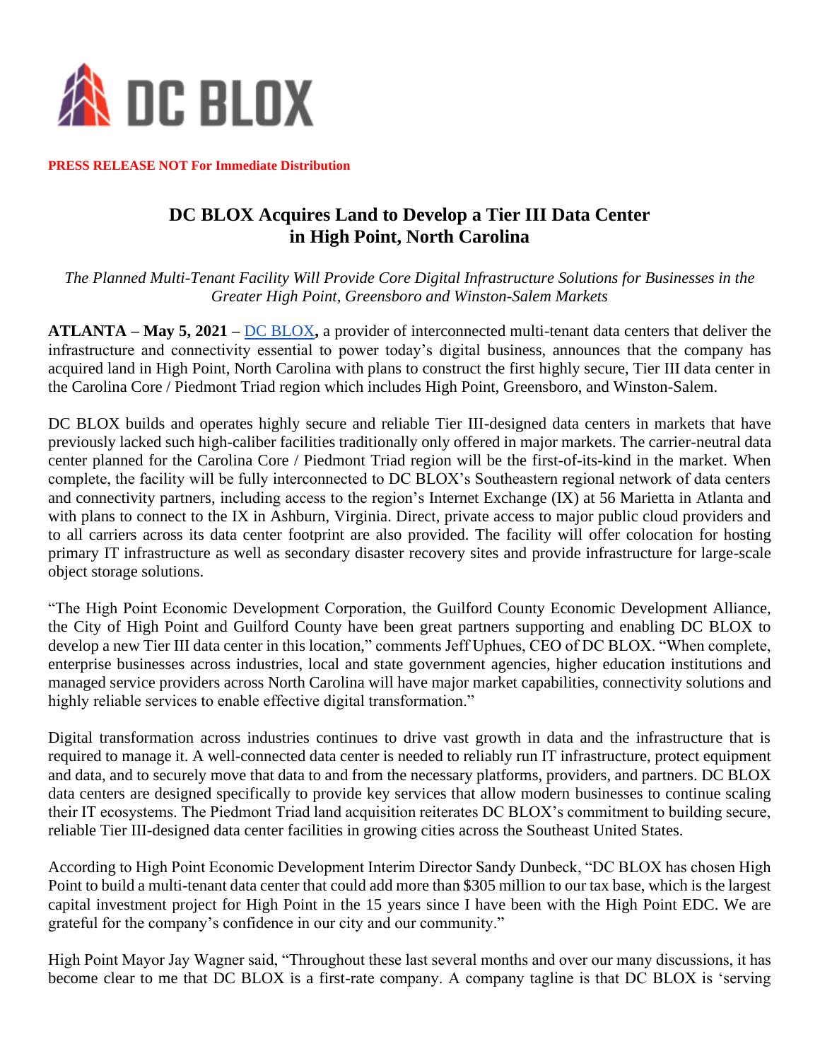**PRESS RELEASE NOT For Immediate Distribution**

# DC BLOX Acquires Land to Develop a Tier III Data Center in High Point, North Carolina

*The Planned Multi-Tenant Facility Will Provide Core Digital Infrastructure Solutions for Businesses in the Greater High Point, Greensboro and Winston-Salem Markets*

**ATLANTA – May 5, 2021 –** DC BLOX**,** a provider of interconnected multi-tenant data centers that deliver the infrastructure and connectivity essential to power today's digital business, announces that the company has acquired land in High Point, North Carolina with plans to construct the first highly secure, Tier III data center in the Carolina Core / Piedmont Triad region which includes High Point, Greensboro, and Winston-Salem.

DC BLOX builds and operates highly secure and reliable Tier III-designed data centers in markets that have previously lacked such high-caliber facilities traditionally only offered in major markets. The carrier-neutral data center planned for the Carolina Core / Piedmont Triad region will be the first-of-its-kind in the market. When complete, the facility will be fully interconnected to DC BLOX's Southeastern regional network of data centers and connectivity partners, including access to the region's Internet Exchange (IX) at 56 Marietta in Atlanta and with plans to connect to the IX in Ashburn, Virginia. Direct, private access to major public cloud providers and to all carriers across its data center footprint are also provided. The facility will offer colocation for hosting primary IT infrastructure as well as secondary disaster recovery sites and provide infrastructure for large-scale object storage solutions.

"The High Point Economic Development Corporation, the Guilford County Economic Development Alliance, the City of High Point and Guilford County have been great partners supporting and enabling DC BLOX to develop a new Tier III data center in this location," comments Jeff Uphues, CEO of DC BLOX. "When complete, enterprise businesses across industries, local and state government agencies, higher education institutions and managed service providers across North Carolina will have major market capabilities, connectivity solutions and highly reliable services to enable effective digital transformation."

Digital transformation across industries continues to drive vast growth in data and the infrastructure that is required to manage it. A well-connected data center is needed to reliably run IT infrastructure, protect equipment and data, and to securely move that data to and from the necessary platforms, providers, and partners. DC BLOX data centers are designed specifically to provide key services that allow modern businesses to continue scaling their IT ecosystems. The Piedmont Triad land acquisition reiterates DC BLOX's commitment to building secure, reliable Tier III-designed data center facilities in growing cities across the Southeast United States.

According to High Point Economic Development Interim Director Sandy Dunbeck, "DC BLOX has chosen High Point to build a multi-tenant data center that could add more than $305 million to our tax base, which is the largest capital investment project for High Point in the 15 years since I have been with the High Point EDC. We are grateful for the company's confidence in our city and our community."

High Point Mayor Jay Wagner said, "Throughout these last several months and over our many discussions, it has become clear to me that DC BLOX is a first-rate company. A company tagline is that DC BLOX is 'serving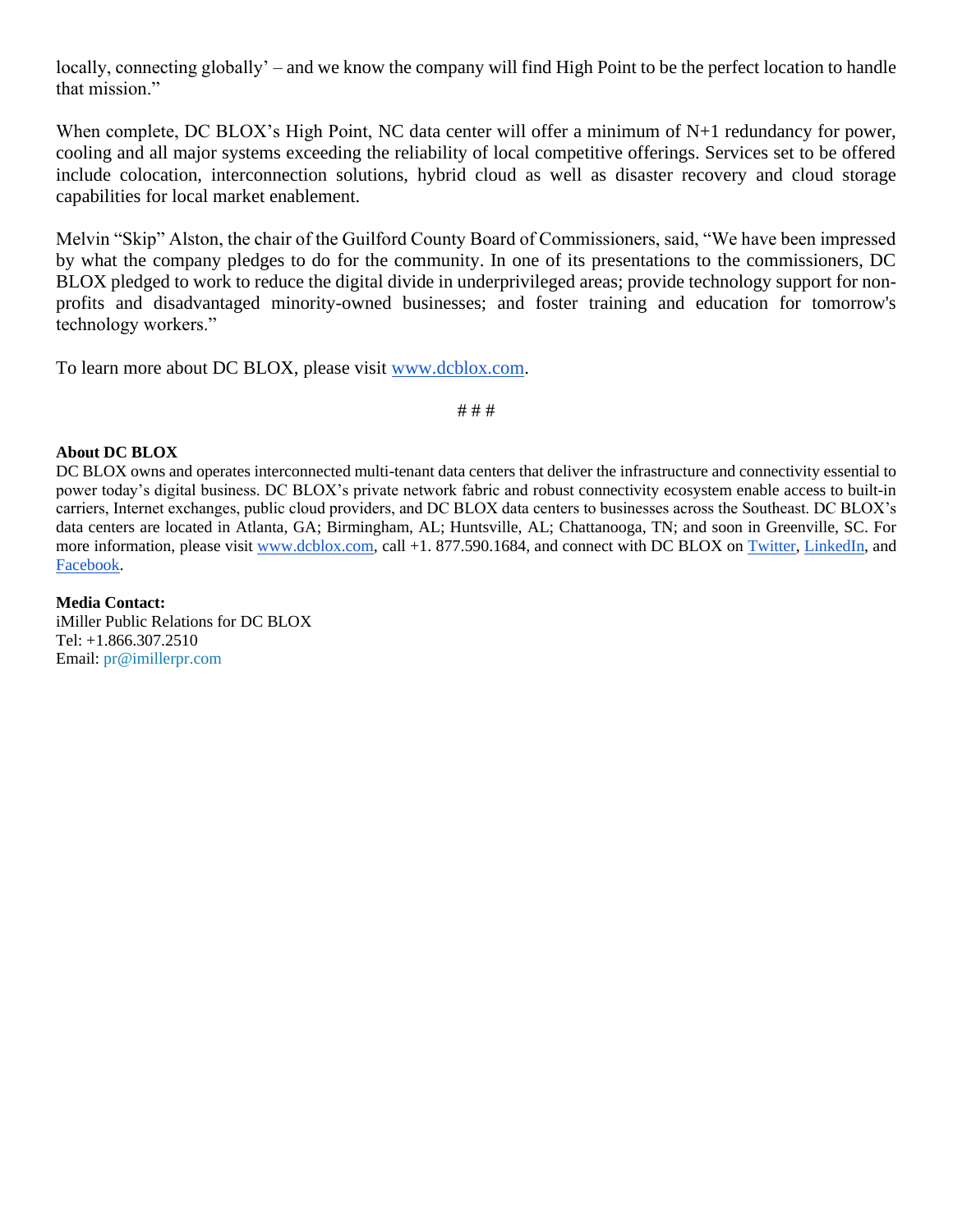locally, connecting globally' – and we know the company will find High Point to be the perfect location to handle that mission."

When complete, DC BLOX's High Point, NC data center will offer a minimum of N+1 redundancy for power, cooling and all major systems exceeding the reliability of local competitive offerings. Services set to be offered include colocation, interconnection solutions, hybrid cloud as well as disaster recovery and cloud storage capabilities for local market enablement.

Melvin "Skip" Alston, the chair of the Guilford County Board of Commissioners, said, "We have been impressed by what the company pledges to do for the community. In one of its presentations to the commissioners, DC BLOX pledged to work to reduce the digital divide in underprivileged areas; provide technology support for non-profits and disadvantaged minority-owned businesses; and foster training and education for tomorrow's technology workers."

To learn more about DC BLOX, please visit www.dcblox.com.

# # #

**About DC BLOX**
DC BLOX owns and operates interconnected multi-tenant data centers that deliver the infrastructure and connectivity essential to power today's digital business. DC BLOX's private network fabric and robust connectivity ecosystem enable access to built-in carriers, Internet exchanges, public cloud providers, and DC BLOX data centers to businesses across the Southeast. DC BLOX's data centers are located in Atlanta, GA; Birmingham, AL; Huntsville, AL; Chattanooga, TN; and soon in Greenville, SC. For more information, please visit www.dcblox.com, call +1. 877.590.1684, and connect with DC BLOX on Twitter, LinkedIn, and Facebook.

**Media Contact:**
iMiller Public Relations for DC BLOX
Tel: +1.866.307.2510
Email: pr@imillerpr.com